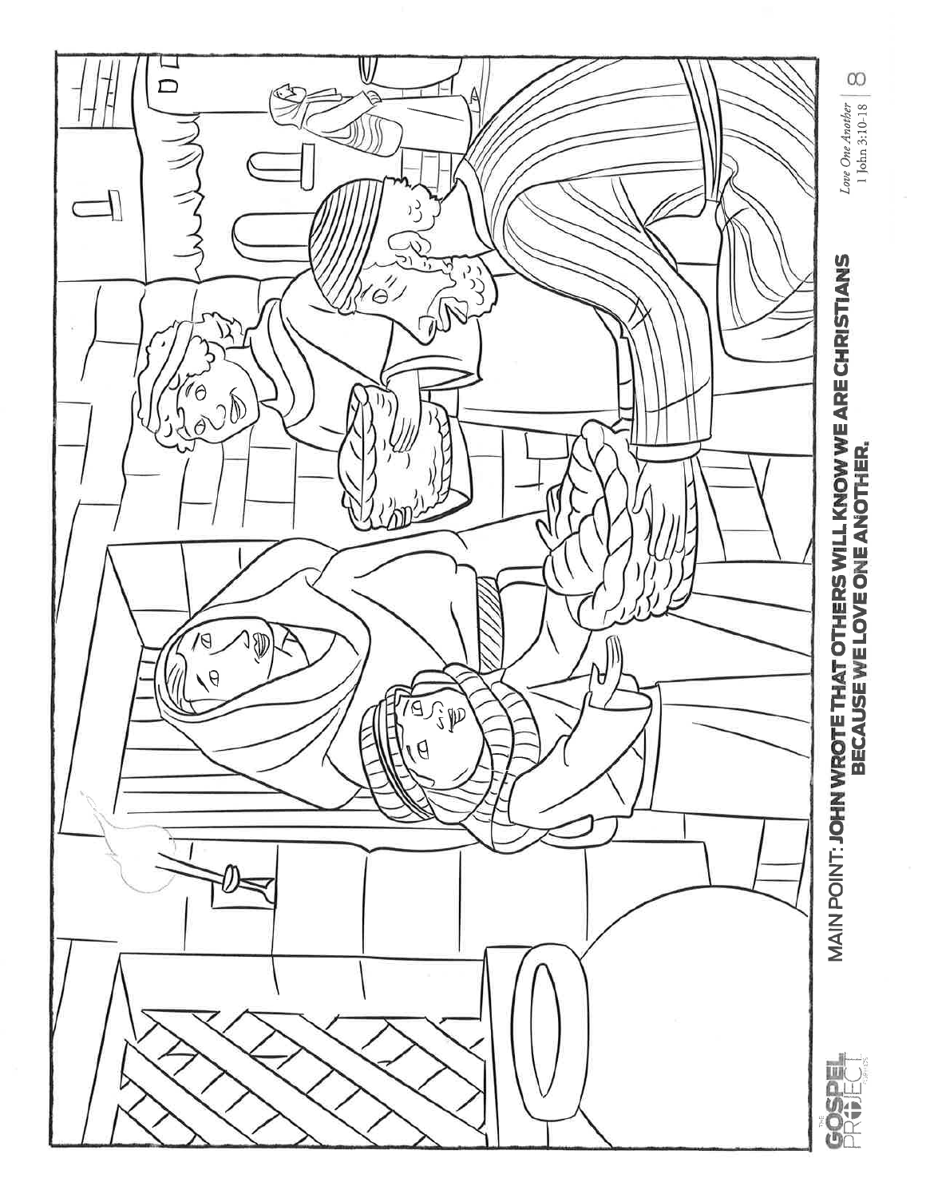MAIN POINT: **JOHN WROTE THAT OTHERS WILL KNOW WE ARE CHRISTIANS BECAUSE WE LOVE ONE ANOTHER.**

*Love One Another*
1 John 3:10-18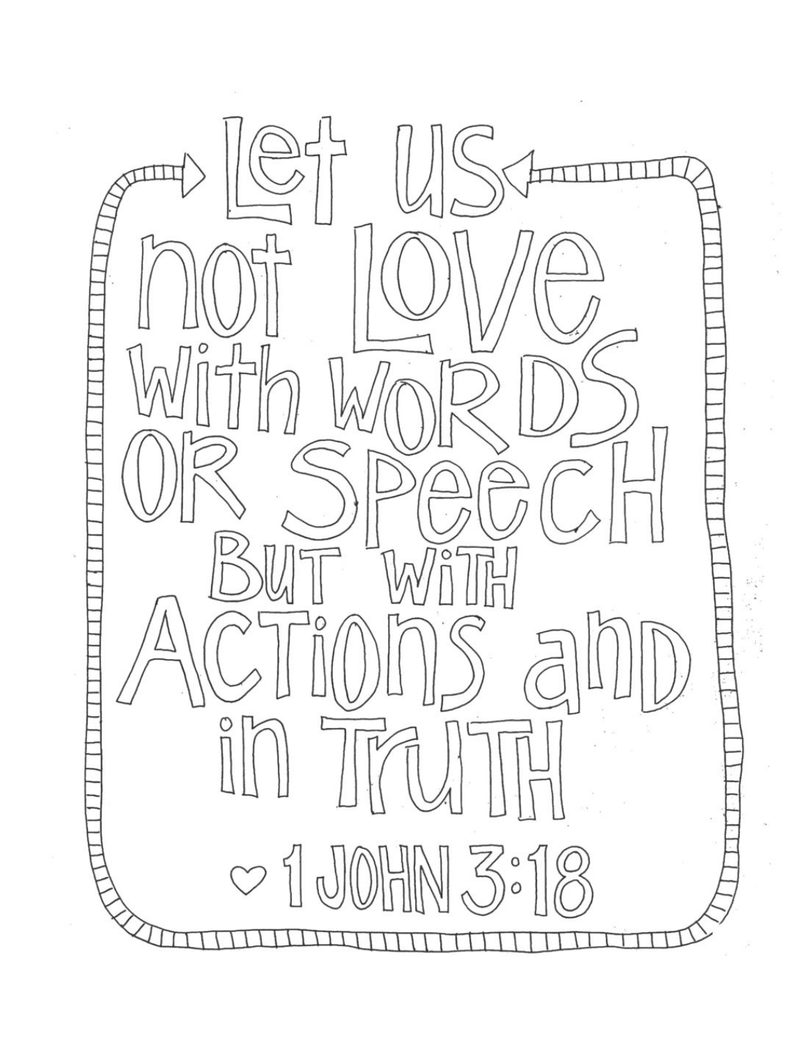Let us not love with words or speech but with actions and in truth

♡ 1 John 3:18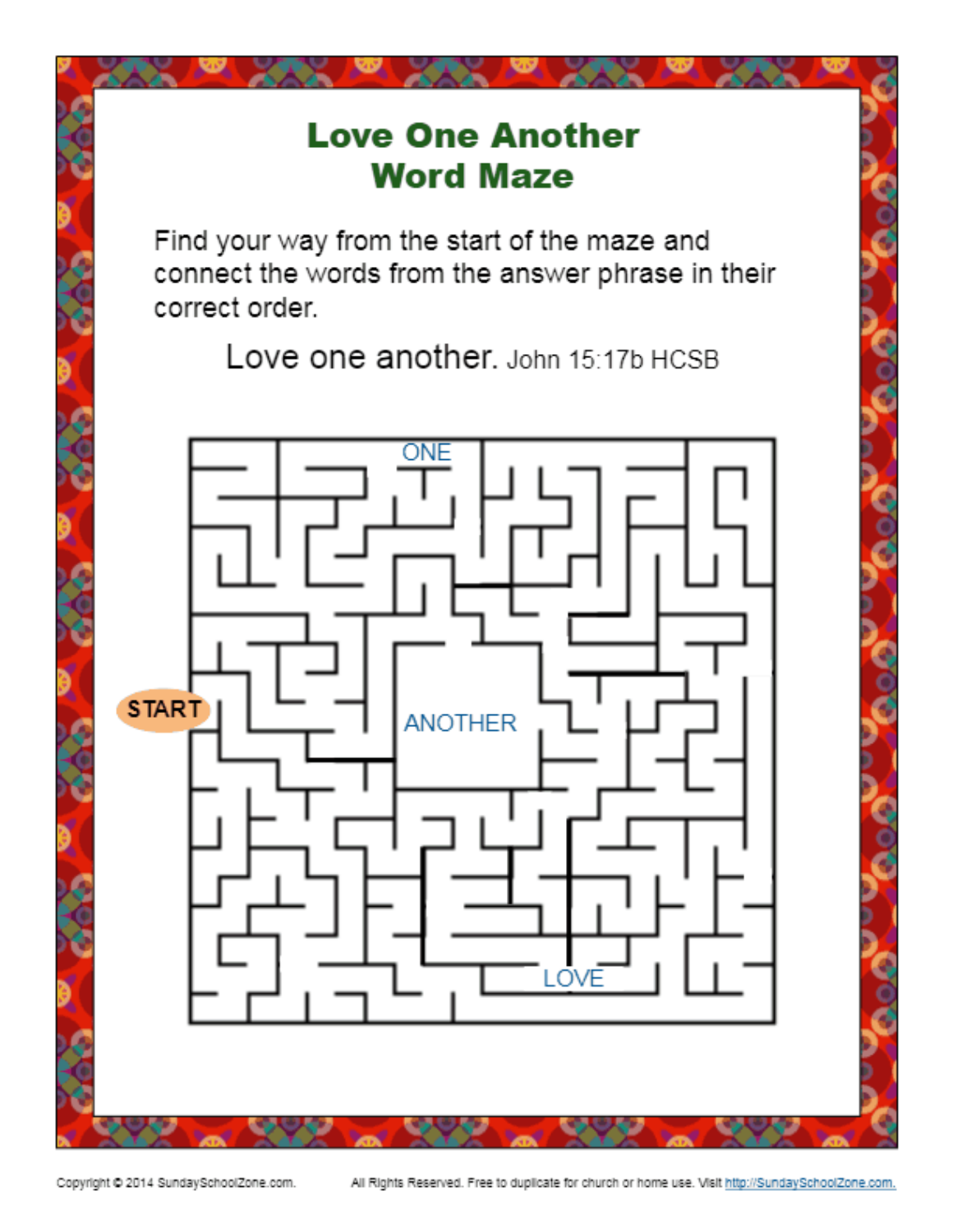# Love One Another Word Maze

Find your way from the start of the maze and connect the words from the answer phrase in their correct order.

Love one another. John 15:17b HCSB

ONE

START

ANOTHER

LOVE

Copyright © 2014 SundaySchoolZone.com. All Rights Reserved. Free to duplicate for church or home use. Visit http://SundaySchoolZone.com.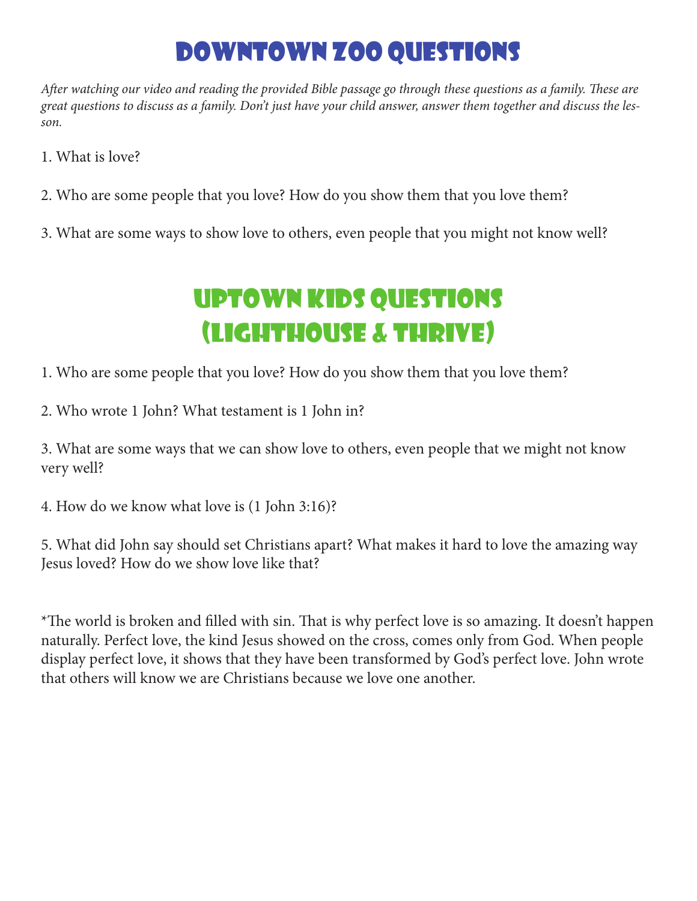# Downtown Zoo Questions

*After watching our video and reading the provided Bible passage go through these questions as a family. These are great questions to discuss as a family. Don't just have your child answer, answer them together and discuss the lesson.*

1. What is love?

2. Who are some people that you love? How do you show them that you love them?

3. What are some ways to show love to others, even people that you might not know well?

# Uptown Kids Questions (Lighthouse & Thrive)

1. Who are some people that you love? How do you show them that you love them?

2. Who wrote 1 John? What testament is 1 John in?

3. What are some ways that we can show love to others, even people that we might not know very well?

4. How do we know what love is (1 John 3:16)?

5. What did John say should set Christians apart? What makes it hard to love the amazing way Jesus loved? How do we show love like that?

*The world is broken and filled with sin. That is why perfect love is so amazing. It doesn't happen naturally. Perfect love, the kind Jesus showed on the cross, comes only from God. When people display perfect love, it shows that they have been transformed by God's perfect love. John wrote that others will know we are Christians because we love one another.